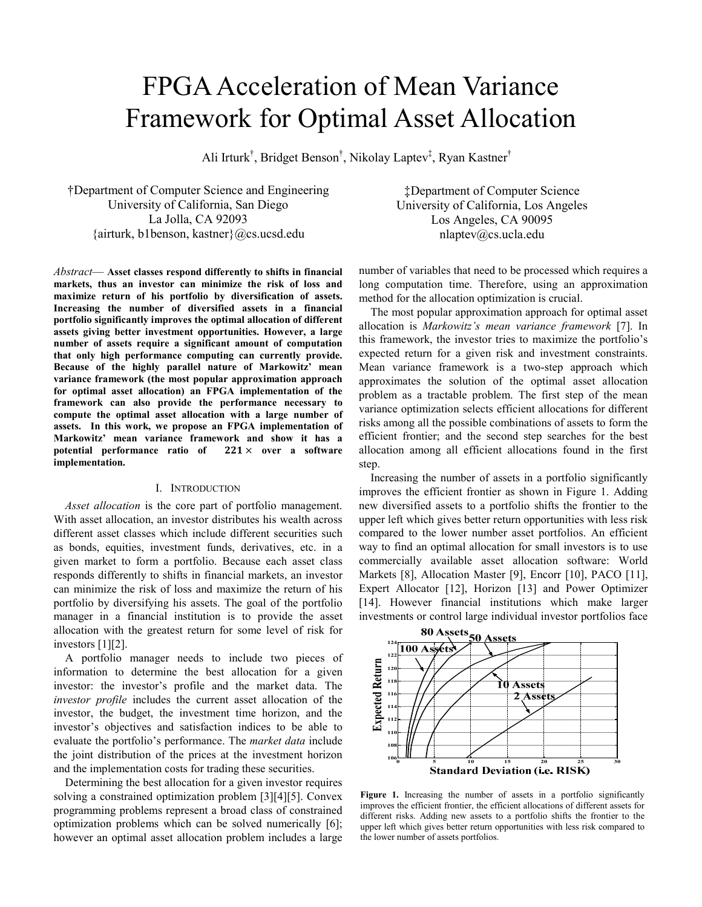# FPGA Acceleration of Mean Variance Framework for Optimal Asset Allocation

Ali Irturk[†], Bridget Benson[†], Nikolay Laptev[‡], Ryan Kastner[†]

†Department of Computer Science and Engineering
University of California, San Diego
La Jolla, CA 92093
{airturk, b1benson, kastner}@cs.ucsd.edu

‡Department of Computer Science
University of California, Los Angeles
Los Angeles, CA 90095
nlaptev@cs.ucla.edu

*Abstract*— **Asset classes respond differently to shifts in financial markets, thus an investor can minimize the risk of loss and maximize return of his portfolio by diversification of assets. Increasing the number of diversified assets in a financial portfolio significantly improves the optimal allocation of different assets giving better investment opportunities. However, a large number of assets require a significant amount of computation that only high performance computing can currently provide. Because of the highly parallel nature of Markowitz' mean variance framework (the most popular approximation approach for optimal asset allocation) an FPGA implementation of the framework can also provide the performance necessary to compute the optimal asset allocation with a large number of assets. In this work, we propose an FPGA implementation of Markowitz' mean variance framework and show it has a potential performance ratio of $221\times$ over a software implementation.**

## I. Introduction

*Asset allocation* is the core part of portfolio management. With asset allocation, an investor distributes his wealth across different asset classes which include different securities such as bonds, equities, investment funds, derivatives, etc. in a given market to form a portfolio. Because each asset class responds differently to shifts in financial markets, an investor can minimize the risk of loss and maximize the return of his portfolio by diversifying his assets. The goal of the portfolio manager in a financial institution is to provide the asset allocation with the greatest return for some level of risk for investors [1][2].

A portfolio manager needs to include two pieces of information to determine the best allocation for a given investor: the investor's profile and the market data. The *investor profile* includes the current asset allocation of the investor, the budget, the investment time horizon, and the investor's objectives and satisfaction indices to be able to evaluate the portfolio's performance. The *market data* include the joint distribution of the prices at the investment horizon and the implementation costs for trading these securities.

Determining the best allocation for a given investor requires solving a constrained optimization problem [3][4][5]. Convex programming problems represent a broad class of constrained optimization problems which can be solved numerically [6]; however an optimal asset allocation problem includes a large number of variables that need to be processed which requires a long computation time. Therefore, using an approximation method for the allocation optimization is crucial.

The most popular approximation approach for optimal asset allocation is *Markowitz's mean variance framework* [7]. In this framework, the investor tries to maximize the portfolio's expected return for a given risk and investment constraints. Mean variance framework is a two-step approach which approximates the solution of the optimal asset allocation problem as a tractable problem. The first step of the mean variance optimization selects efficient allocations for different risks among all the possible combinations of assets to form the efficient frontier; and the second step searches for the best allocation among all efficient allocations found in the first step.

Increasing the number of assets in a portfolio significantly improves the efficient frontier as shown in Figure 1. Adding new diversified assets to a portfolio shifts the frontier to the upper left which gives better return opportunities with less risk compared to the lower number asset portfolios. An efficient way to find an optimal allocation for small investors is to use commercially available asset allocation software: World Markets [8], Allocation Master [9], Encorr [10], PACO [11], Expert Allocator [12], Horizon [13] and Power Optimizer [14]. However financial institutions which make larger investments or control large individual investor portfolios face

**Figure 1.** Increasing the number of assets in a portfolio significantly improves the efficient frontier, the efficient allocations of different assets for different risks. Adding new assets to a portfolio shifts the frontier to the upper left which gives better return opportunities with less risk compared to the lower number of assets portfolios.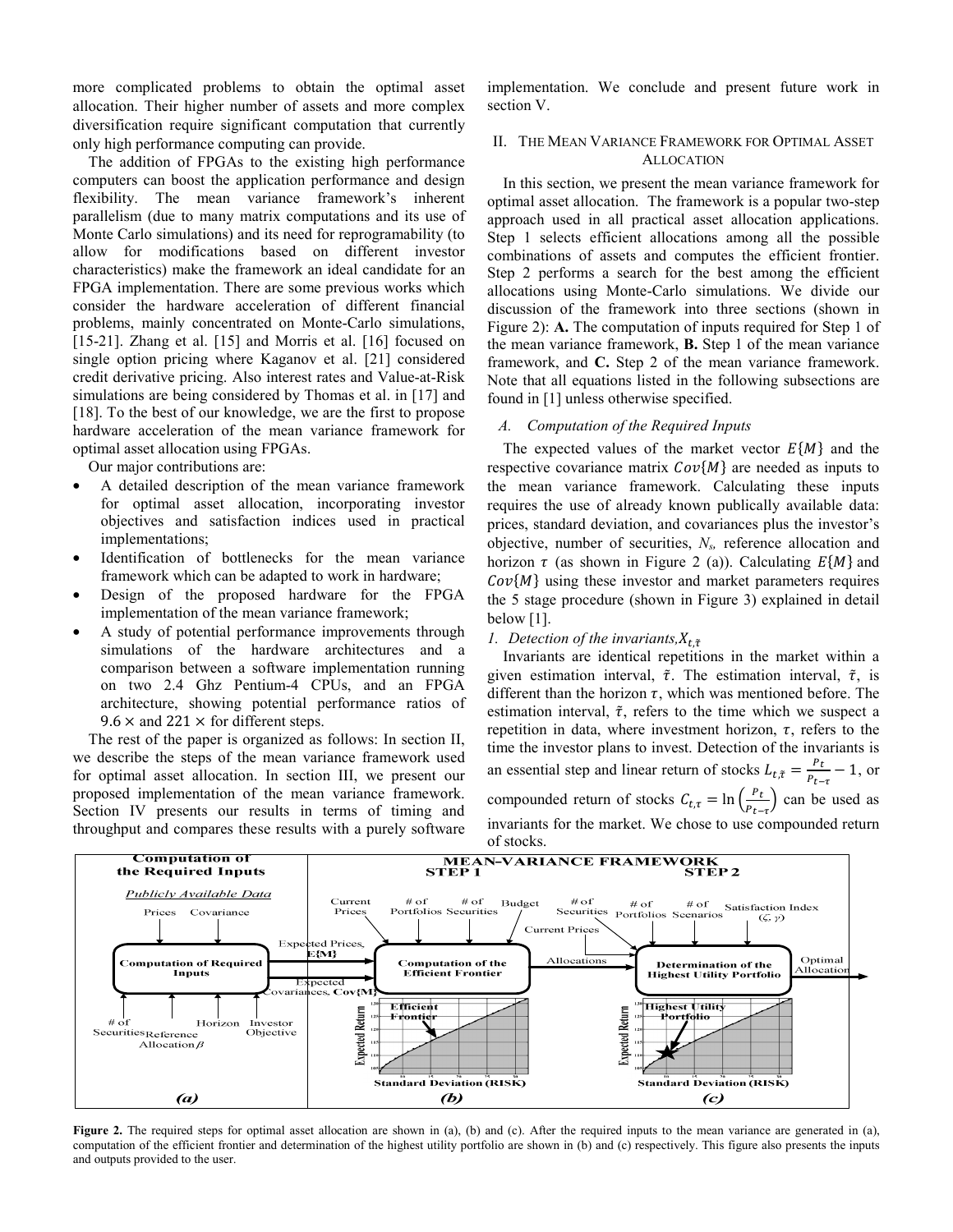more complicated problems to obtain the optimal asset allocation. Their higher number of assets and more complex diversification require significant computation that currently only high performance computing can provide.

The addition of FPGAs to the existing high performance computers can boost the application performance and design flexibility. The mean variance framework's inherent parallelism (due to many matrix computations and its use of Monte Carlo simulations) and its need for reprogramability (to allow for modifications based on different investor characteristics) make the framework an ideal candidate for an FPGA implementation. There are some previous works which consider the hardware acceleration of different financial problems, mainly concentrated on Monte-Carlo simulations, [15-21]. Zhang et al. [15] and Morris et al. [16] focused on single option pricing where Kaganov et al. [21] considered credit derivative pricing. Also interest rates and Value-at-Risk simulations are being considered by Thomas et al. in [17] and [18]. To the best of our knowledge, we are the first to propose hardware acceleration of the mean variance framework for optimal asset allocation using FPGAs.

Our major contributions are:

- A detailed description of the mean variance framework for optimal asset allocation, incorporating investor objectives and satisfaction indices used in practical implementations;
- Identification of bottlenecks for the mean variance framework which can be adapted to work in hardware;
- Design of the proposed hardware for the FPGA implementation of the mean variance framework;
- A study of potential performance improvements through simulations of the hardware architectures and a comparison between a software implementation running on two 2.4 Ghz Pentium-4 CPUs, and an FPGA architecture, showing potential performance ratios of $9.6\times$ and $221\times$ for different steps.

The rest of the paper is organized as follows: In section II, we describe the steps of the mean variance framework used for optimal asset allocation. In section III, we present our proposed implementation of the mean variance framework. Section IV presents our results in terms of timing and throughput and compares these results with a purely software implementation. We conclude and present future work in section V.

## II. The Mean Variance Framework for Optimal Asset Allocation

In this section, we present the mean variance framework for optimal asset allocation. The framework is a popular two-step approach used in all practical asset allocation applications. Step 1 selects efficient allocations among all the possible combinations of assets and computes the efficient frontier. Step 2 performs a search for the best among the efficient allocations using Monte-Carlo simulations. We divide our discussion of the framework into three sections (shown in Figure 2): **A.** The computation of inputs required for Step 1 of the mean variance framework, **B.** Step 1 of the mean variance framework, and **C.** Step 2 of the mean variance framework. Note that all equations listed in the following subsections are found in [1] unless otherwise specified.

### *A. Computation of the Required Inputs*

The expected values of the market vector $E\{M\}$ and the respective covariance matrix $Cov\{M\}$ are needed as inputs to the mean variance framework. Calculating these inputs requires the use of already known publically available data: prices, standard deviation, and covariances plus the investor's objective, number of securities, $N_s$, reference allocation and horizon $\tau$ (as shown in Figure 2 (a)). Calculating $E\{M\}$ and $Cov\{M\}$ using these investor and market parameters requires the 5 stage procedure (shown in Figure 3) explained in detail below [1].

*1. Detection of the invariants,* $X_{t,\tilde{\tau}}$

Invariants are identical repetitions in the market within a given estimation interval, $\tilde{\tau}$. The estimation interval, $\tilde{\tau}$, is different than the horizon $\tau$, which was mentioned before. The estimation interval, $\tilde{\tau}$, refers to the time which we suspect a repetition in data, where investment horizon, $\tau$, refers to the time the investor plans to invest. Detection of the invariants is an essential step and linear return of stocks $L_{t,\tilde{\tau}} = \frac{P_t}{P_{t-\tau}} - 1$, or compounded return of stocks $C_{t,\tau} = \ln\left(\frac{P_t}{P_{t-\tau}}\right)$ can be used as invariants for the market. We chose to use compounded return of stocks.

**Figure 2.** The required steps for optimal asset allocation are shown in (a), (b) and (c). After the required inputs to the mean variance are generated in (a), computation of the efficient frontier and determination of the highest utility portfolio are shown in (b) and (c) respectively. This figure also presents the inputs and outputs provided to the user.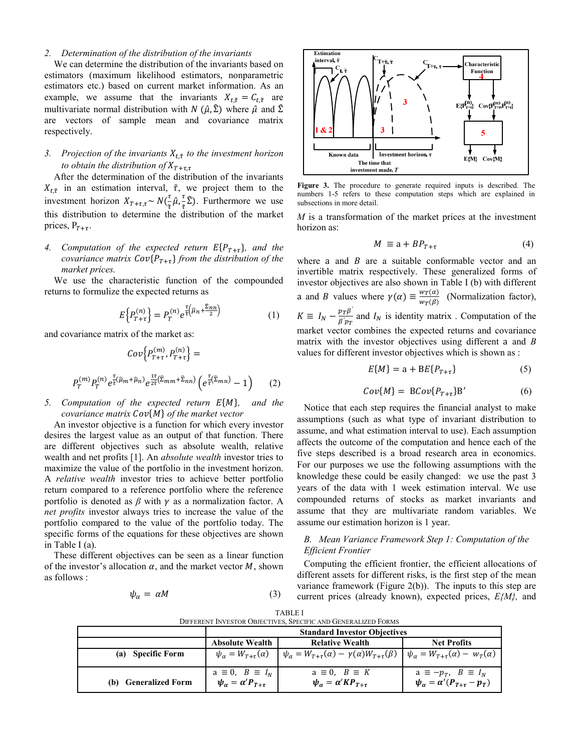*2. Determination of the distribution of the invariants*

We can determine the distribution of the invariants based on estimators (maximum likelihood estimators, nonparametric estimators etc.) based on current market information. As an example, we assume that the invariants $X_{t,\tilde{\tau}} = C_{t,\tilde{\tau}}$ are multivariate normal distribution with $N(\hat{\mu}, \hat{\Sigma})$ where $\hat{\mu}$ and $\hat{\Sigma}$ are vectors of sample mean and covariance matrix respectively.

*3. Projection of the invariants $X_{t,\tilde{\tau}}$ to the investment horizon to obtain the distribution of $X_{T+\tau,\tau}$*

After the determination of the distribution of the invariants $X_{t,\tilde{\tau}}$ in an estimation interval, $\tilde{\tau}$, we project them to the investment horizon $X_{T+\tau,\tau} \sim N(\frac{\tau}{\tilde{\tau}}\hat{\mu}, \frac{\tau}{\tilde{\tau}}\hat{\Sigma})$. Furthermore we use this distribution to determine the distribution of the market prices, $P_{T+\tau}$.

*4. Computation of the expected return $E\{P_{T+\tau}\}$, and the covariance matrix $Cov\{P_{T+\tau}\}$ from the distribution of the market prices.*

We use the characteristic function of the compounded returns to formulize the expected returns as

$$E\left\{P_{T+\tau}^{(n)}\right\} = P_T^{(n)} e^{\frac{\tau}{\tilde{\tau}}\left(\hat{\mu}_n + \frac{\hat{\Sigma}_{nn}}{2}\right)} \quad (1)$$

and covariance matrix of the market as:

$$Cov\left\{P_{T+\tau}^{(m)}, P_{T+\tau}^{(n)}\right\} =$$

$$P_T^{(m)} P_T^{(n)} e^{\frac{\tau}{\tilde{\tau}}(\hat{\mu}_m + \hat{\mu}_n)} e^{\frac{1\tau}{2\tilde{\tau}}(\hat{\Sigma}_{mm} + \hat{\Sigma}_{nn})} \left(e^{\frac{\tau}{\tilde{\tau}}(\hat{\Sigma}_{mn})} - 1\right) \quad (2)$$

*5. Computation of the expected return $E\{M\}$, and the covariance matrix $Cov\{M\}$ of the market vector*

An investor objective is a function for which every investor desires the largest value as an output of that function. There are different objectives such as absolute wealth, relative wealth and net profits [1]. An *absolute wealth* investor tries to maximize the value of the portfolio in the investment horizon. A *relative wealth* investor tries to achieve better portfolio return compared to a reference portfolio where the reference portfolio is denoted as $\beta$ with $\gamma$ as a normalization factor. A *net profits* investor always tries to increase the value of the portfolio compared to the value of the portfolio today. The specific forms of the equations for these objectives are shown in Table I (a).

These different objectives can be seen as a linear function of the investor's allocation $\alpha$, and the market vector $M$, shown as follows :

$$\psi_\alpha = \alpha M \quad (3)$$

**Figure 3.** The procedure to generate required inputs is described. The numbers 1-5 refers to these computation steps which are explained in subsections in more detail.

$M$ is a transformation of the market prices at the investment horizon as:

$$M \equiv \mathrm{a} + BP_{T+\tau} \quad (4)$$

where a and $B$ are a suitable conformable vector and an invertible matrix respectively. These generalized forms of investor objectives are also shown in Table I (b) with different a and $B$ values where $\gamma(\alpha) \equiv \frac{w_T(\alpha)}{w_T(\beta)}$ (Normalization factor), $K \equiv I_N - \frac{p_T \beta'}{\beta' p_T}$ and $I_N$ is identity matrix . Computation of the market vector combines the expected returns and covariance matrix with the investor objectives using different a and $B$ values for different investor objectives which is shown as :

$$E\{M\} = \mathrm{a} + \mathrm{B}E\{P_{T+\tau}\} \quad (5)$$

$$Cov\{M\} = \mathrm{B}Cov\{P_{T+\tau}\}\mathrm{B}' \quad (6)$$

Notice that each step requires the financial analyst to make assumptions (such as what type of invariant distribution to assume, and what estimation interval to use). Each assumption affects the outcome of the computation and hence each of the five steps described is a broad research area in economics. For our purposes we use the following assumptions with the knowledge these could be easily changed: we use the past 3 years of the data with 1 week estimation interval. We use compounded returns of stocks as market invariants and assume that they are multivariate random variables. We assume our estimation horizon is 1 year.

### *B. Mean Variance Framework Step 1: Computation of the Efficient Frontier*

Computing the efficient frontier, the efficient allocations of different assets for different risks, is the first step of the mean variance framework (Figure 2(b)). The inputs to this step are current prices (already known), expected prices, $E\{M\}$, and

TABLE I
DIFFERENT INVESTOR OBJECTIVES, SPECIFIC AND GENERALIZED FORMS

| | **Standard Investor Objectives** | | |
|---|---|---|---|
| | **Absolute Wealth** | **Relative Wealth** | **Net Profits** |
| **(a) Specific Form** | $\psi_\alpha = W_{T+\tau}(\alpha)$ | $\psi_\alpha = W_{T+\tau}(\alpha) - \gamma(\alpha)W_{T+\tau}(\beta)$ | $\psi_\alpha = W_{T+\tau}(\alpha) - w_T(\alpha)$ |
| **(b) Generalized Form** | $\mathrm{a} \equiv 0, \ B \equiv I_N$ <br> $\boldsymbol{\psi_\alpha = \alpha' P_{T+\tau}}$ | $\mathrm{a} \equiv 0, \ B \equiv K$ <br> $\boldsymbol{\psi_\alpha = \alpha' K P_{T+\tau}}$ | $\mathrm{a} \equiv -p_T, \ B \equiv I_N$ <br> $\boldsymbol{\psi_\alpha = \alpha'(P_{T+\tau} - p_T)}$ |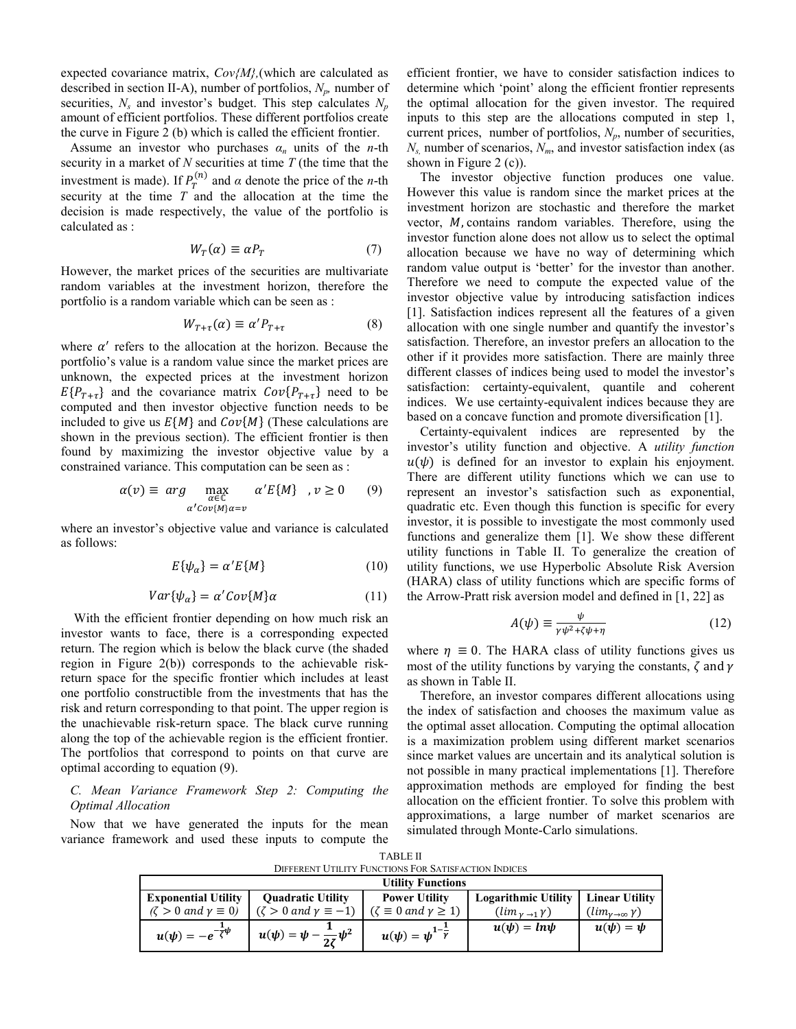expected covariance matrix, $Cov\{M\}$,(which are calculated as described in section II-A), number of portfolios, $N_p$, number of securities, $N_s$ and investor's budget. This step calculates $N_p$ amount of efficient portfolios. These different portfolios create the curve in Figure 2 (b) which is called the efficient frontier.

Assume an investor who purchases $\alpha_n$ units of the $n$-th security in a market of $N$ securities at time $T$ (the time that the investment is made). If $P_T^{(n)}$ and $\alpha$ denote the price of the $n$-th security at the time $T$ and the allocation at the time the decision is made respectively, the value of the portfolio is calculated as :

$$W_T(\alpha) \equiv \alpha P_T \tag{7}$$

However, the market prices of the securities are multivariate random variables at the investment horizon, therefore the portfolio is a random variable which can be seen as :

$$W_{T+\tau}(\alpha) \equiv \alpha' P_{T+\tau} \tag{8}$$

where $\alpha'$ refers to the allocation at the horizon. Because the portfolio's value is a random value since the market prices are unknown, the expected prices at the investment horizon $E\{P_{T+\tau}\}$ and the covariance matrix $Cov\{P_{T+\tau}\}$ need to be computed and then investor objective function needs to be included to give us $E\{M\}$ and $Cov\{M\}$ (These calculations are shown in the previous section). The efficient frontier is then found by maximizing the investor objective value by a constrained variance. This computation can be seen as :

$$\alpha(v) \equiv arg \max_{\substack{\alpha \in \mathbb{C} \\ \alpha' Cov\{M\}\alpha = v}} \alpha' E\{M\} \quad , v \geq 0 \tag{9}$$

where an investor's objective value and variance is calculated as follows:

$$E\{\psi_\alpha\} = \alpha' E\{M\} \tag{10}$$

$$Var\{\psi_\alpha\} = \alpha' Cov\{M\}\alpha \tag{11}$$

With the efficient frontier depending on how much risk an investor wants to face, there is a corresponding expected return. The region which is below the black curve (the shaded region in Figure 2(b)) corresponds to the achievable risk-return space for the specific frontier which includes at least one portfolio constructible from the investments that has the risk and return corresponding to that point. The upper region is the unachievable risk-return space. The black curve running along the top of the achievable region is the efficient frontier. The portfolios that correspond to points on that curve are optimal according to equation (9).

### *C. Mean Variance Framework Step 2: Computing the Optimal Allocation*

Now that we have generated the inputs for the mean variance framework and used these inputs to compute the efficient frontier, we have to consider satisfaction indices to determine which 'point' along the efficient frontier represents the optimal allocation for the given investor. The required inputs to this step are the allocations computed in step 1, current prices, number of portfolios, $N_p$, number of securities, $N_s$, number of scenarios, $N_m$, and investor satisfaction index (as shown in Figure 2 (c)).

The investor objective function produces one value. However this value is random since the market prices at the investment horizon are stochastic and therefore the market vector, $M$, contains random variables. Therefore, using the investor function alone does not allow us to select the optimal allocation because we have no way of determining which random value output is 'better' for the investor than another. Therefore we need to compute the expected value of the investor objective value by introducing satisfaction indices [1]. Satisfaction indices represent all the features of a given allocation with one single number and quantify the investor's satisfaction. Therefore, an investor prefers an allocation to the other if it provides more satisfaction. There are mainly three different classes of indices being used to model the investor's satisfaction: certainty-equivalent, quantile and coherent indices. We use certainty-equivalent indices because they are based on a concave function and promote diversification [1].

Certainty-equivalent indices are represented by the investor's utility function and objective. A *utility function* $u(\psi)$ is defined for an investor to explain his enjoyment. There are different utility functions which we can use to represent an investor's satisfaction such as exponential, quadratic etc. Even though this function is specific for every investor, it is possible to investigate the most commonly used functions and generalize them [1]. We show these different utility functions in Table II. To generalize the creation of utility functions, we use Hyperbolic Absolute Risk Aversion (HARA) class of utility functions which are specific forms of the Arrow-Pratt risk aversion model and defined in [1, 22] as

$$A(\psi) \equiv \frac{\psi}{\gamma\psi^2 + \zeta\psi + \eta} \tag{12}$$

where $\eta \equiv 0$. The HARA class of utility functions gives us most of the utility functions by varying the constants, $\zeta$ and $\gamma$ as shown in Table II.

Therefore, an investor compares different allocations using the index of satisfaction and chooses the maximum value as the optimal asset allocation. Computing the optimal allocation is a maximization problem using different market scenarios since market values are uncertain and its analytical solution is not possible in many practical implementations [1]. Therefore approximation methods are employed for finding the best allocation on the efficient frontier. To solve this problem with approximations, a large number of market scenarios are simulated through Monte-Carlo simulations.

TABLE II
DIFFERENT UTILITY FUNCTIONS FOR SATISFACTION INDICES

| Utility Functions | | | | |
|---|---|---|---|---|
| **Exponential Utility** ($\zeta > 0$ and $\gamma \equiv 0$) | **Quadratic Utility** ($\zeta > 0$ and $\gamma \equiv -1$) | **Power Utility** ($\zeta \equiv 0$ and $\gamma \geq 1$) | **Logarithmic Utility** ($\lim_{\gamma \to 1} \gamma$) | **Linear Utility** ($\lim_{\gamma \to \infty} \gamma$) |
| $u(\psi) = -e^{-\frac{1}{\zeta}\psi}$ | $u(\psi) = \psi - \frac{1}{2\zeta}\psi^2$ | $u(\psi) = \psi^{1-\frac{1}{\gamma}}$ | $u(\psi) = \ln\psi$ | $u(\psi) = \psi$ |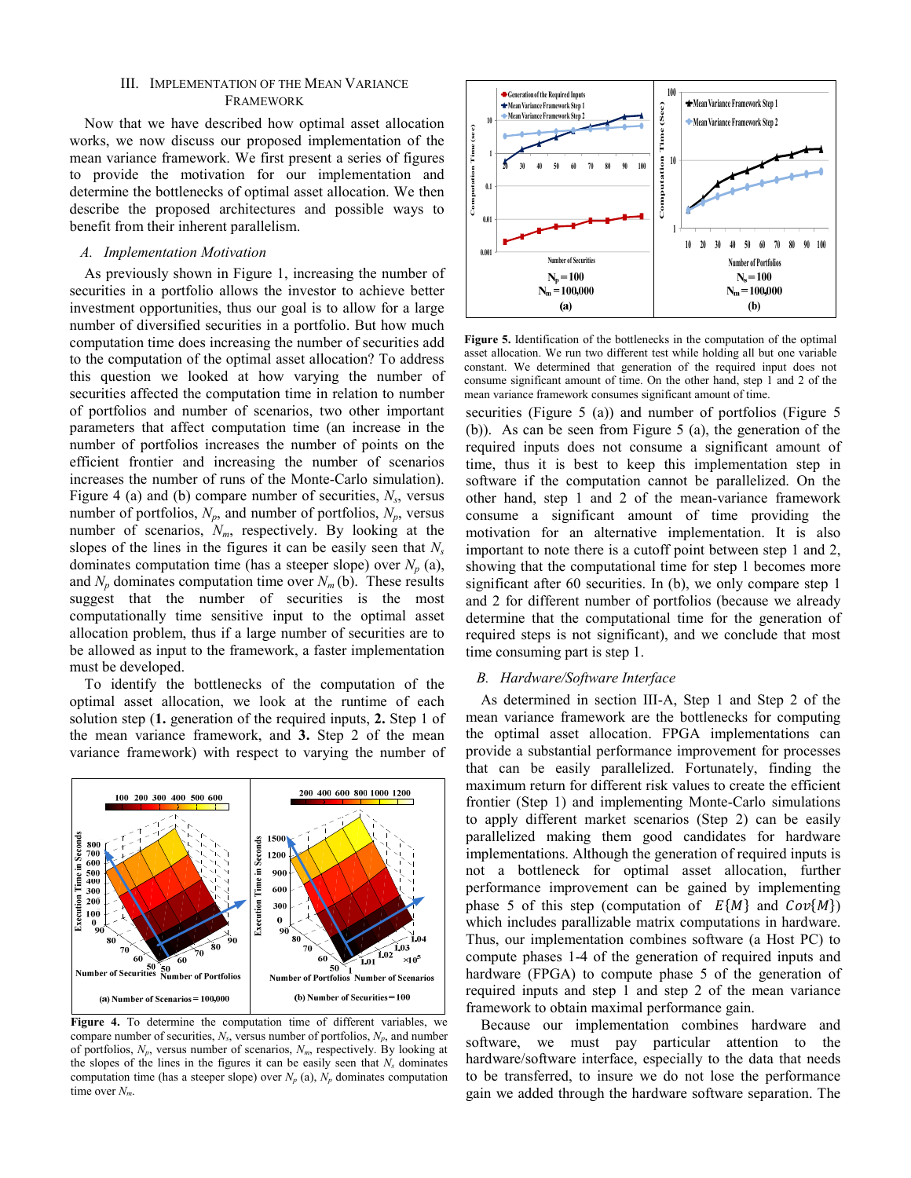## III. Implementation of the Mean Variance Framework

Now that we have described how optimal asset allocation works, we now discuss our proposed implementation of the mean variance framework. We first present a series of figures to provide the motivation for our implementation and determine the bottlenecks of optimal asset allocation. We then describe the proposed architectures and possible ways to benefit from their inherent parallelism.

### *A. Implementation Motivation*

As previously shown in Figure 1, increasing the number of securities in a portfolio allows the investor to achieve better investment opportunities, thus our goal is to allow for a large number of diversified securities in a portfolio. But how much computation time does increasing the number of securities add to the computation of the optimal asset allocation? To address this question we looked at how varying the number of securities affected the computation time in relation to number of portfolios and number of scenarios, two other important parameters that affect computation time (an increase in the number of portfolios increases the number of points on the efficient frontier and increasing the number of scenarios increases the number of runs of the Monte-Carlo simulation). Figure 4 (a) and (b) compare number of securities, $N_s$, versus number of portfolios, $N_p$, and number of portfolios, $N_p$, versus number of scenarios, $N_m$, respectively. By looking at the slopes of the lines in the figures it can be easily seen that $N_s$ dominates computation time (has a steeper slope) over $N_p$ (a), and $N_p$ dominates computation time over $N_m$ (b). These results suggest that the number of securities is the most computationally time sensitive input to the optimal asset allocation problem, thus if a large number of securities are to be allowed as input to the framework, a faster implementation must be developed.

To identify the bottlenecks of the computation of the optimal asset allocation, we look at the runtime of each solution step (**1.** generation of the required inputs, **2.** Step 1 of the mean variance framework, and **3.** Step 2 of the mean variance framework) with respect to varying the number of securities (Figure 5 (a)) and number of portfolios (Figure 5 (b)). As can be seen from Figure 5 (a), the generation of the required inputs does not consume a significant amount of time, thus it is best to keep this implementation step in software if the computation cannot be parallelized. On the other hand, step 1 and 2 of the mean-variance framework consume a significant amount of time providing the motivation for an alternative implementation. It is also important to note there is a cutoff point between step 1 and 2, showing that the computational time for step 1 becomes more significant after 60 securities. In (b), we only compare step 1 and 2 for different number of portfolios (because we already determine that the computational time for the generation of required steps is not significant), and we conclude that most time consuming part is step 1.

**Figure 4.** To determine the computation time of different variables, we compare number of securities, $N_s$, versus number of portfolios, $N_p$, and number of portfolios, $N_p$, versus number of scenarios, $N_m$, respectively. By looking at the slopes of the lines in the figures it can be easily seen that $N_s$ dominates computation time (has a steeper slope) over $N_p$ (a), $N_p$ dominates computation time over $N_m$.

**Figure 5.** Identification of the bottlenecks in the computation of the optimal asset allocation. We run two different test while holding all but one variable constant. We determined that generation of the required input does not consume significant amount of time. On the other hand, step 1 and 2 of the mean variance framework consumes significant amount of time.

### *B. Hardware/Software Interface*

As determined in section III-A, Step 1 and Step 2 of the mean variance framework are the bottlenecks for computing the optimal asset allocation. FPGA implementations can provide a substantial performance improvement for processes that can be easily parallelized. Fortunately, finding the maximum return for different risk values to create the efficient frontier (Step 1) and implementing Monte-Carlo simulations to apply different market scenarios (Step 2) can be easily parallelized making them good candidates for hardware implementations. Although the generation of required inputs is not a bottleneck for optimal asset allocation, further performance improvement can be gained by implementing phase 5 of this step (computation of $E\{M\}$ and $Cov\{M\}$) which includes parallelizable matrix computations in hardware. Thus, our implementation combines software (a Host PC) to compute phases 1-4 of the generation of required inputs and hardware (FPGA) to compute phase 5 of the generation of required inputs and step 1 and step 2 of the mean variance framework to obtain maximal performance gain.

Because our implementation combines hardware and software, we must pay particular attention to the hardware/software interface, especially to the data that needs to be transferred, to insure we do not lose the performance gain we added through the hardware software separation. The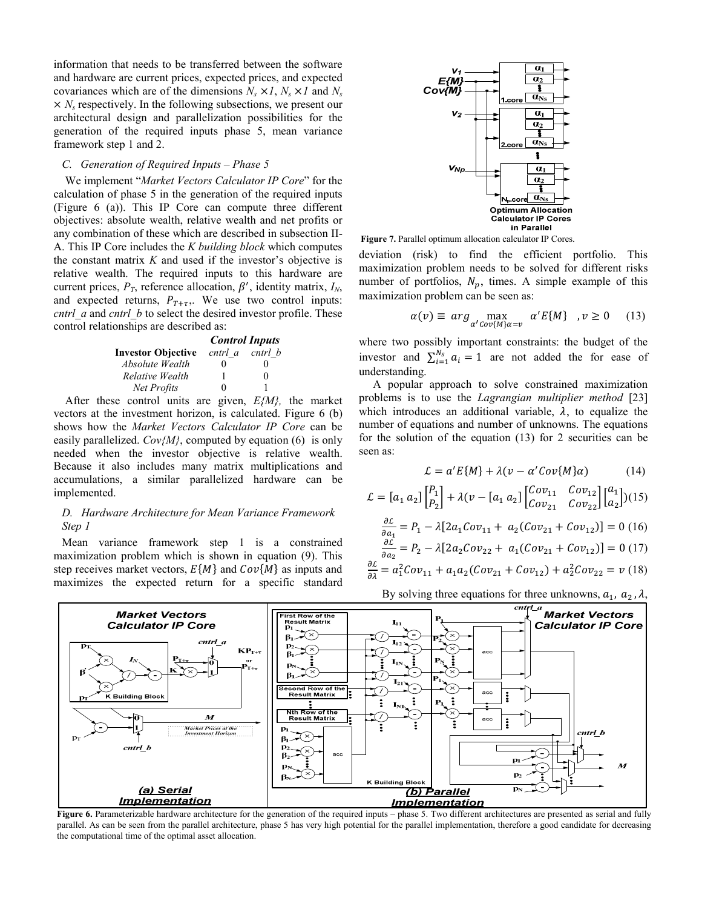information that needs to be transferred between the software and hardware are current prices, expected prices, and expected covariances which are of the dimensions $N_s \times 1$, $N_s \times 1$ and $N_s \times N_s$ respectively. In the following subsections, we present our architectural design and parallelization possibilities for the generation of the required inputs phase 5, mean variance framework step 1 and 2.

### C. Generation of Required Inputs – Phase 5

We implement "*Market Vectors Calculator IP Core*" for the calculation of phase 5 in the generation of the required inputs (Figure 6 (a)). This IP Core can compute three different objectives: absolute wealth, relative wealth and net profits or any combination of these which are described in subsection II-A. This IP Core includes the *K building block* which computes the constant matrix *K* and used if the investor's objective is relative wealth. The required inputs to this hardware are current prices, $P_T$, reference allocation, $\beta'$, identity matrix, $I_N$, and expected returns, $P_{T+\tau}$. We use two control inputs: *cntrl_a* and *cntrl_b* to select the desired investor profile. These control relationships are described as:

| Investor Objective | *cntrl_a* | *cntrl_b* |
|---|---|---|
| | ***Control Inputs*** | |
| *Absolute Wealth* | 0 | 0 |
| *Relative Wealth* | 1 | 0 |
| *Net Profits* | 0 | 1 |

After these control units are given, *E{M}*, the market vectors at the investment horizon, is calculated. Figure 6 (b) shows how the *Market Vectors Calculator IP Core* can be easily parallelized. *Cov{M}*, computed by equation (6) is only needed when the investor objective is relative wealth. Because it also includes many matrix multiplications and accumulations, a similar parallelized hardware can be implemented.

### D. Hardware Architecture for Mean Variance Framework Step 1

Mean variance framework step 1 is a constrained maximization problem which is shown in equation (9). This step receives market vectors, $E\{M\}$ and $Cov\{M\}$ as inputs and maximizes the expected return for a specific standard deviation (risk) to find the efficient portfolio. This maximization problem needs to be solved for different risks number of portfolios, $N_p$, times. A simple example of this maximization problem can be seen as:

$$\alpha(v) \equiv arg \max_{\alpha' Cov\{M\}\alpha = v} \alpha' E\{M\} \quad , v \geq 0 \quad (13)$$

where two possibly important constraints: the budget of the investor and $\sum_{i=1}^{N_s} a_i = 1$ are not added the for ease of understanding.

A popular approach to solve constrained maximization problems is to use the *Lagrangian multiplier method* [23] which introduces an additional variable, $\lambda$, to equalize the number of equations and number of unknowns. The equations for the solution of the equation (13) for 2 securities can be seen as:

$$\mathcal{L} = a' E\{M\} + \lambda(v - \alpha' Cov\{M\}\alpha) \quad (14)$$

$$\mathcal{L} = [a_1 \; a_2] \begin{bmatrix} P_1 \\ P_2 \end{bmatrix} + \lambda(v - [a_1 \; a_2] \begin{bmatrix} Cov_{11} & Cov_{12} \\ Cov_{21} & Cov_{22} \end{bmatrix} \begin{bmatrix} a_1 \\ a_2 \end{bmatrix}) \quad (15)$$

$$\frac{\partial \mathcal{L}}{\partial a_1} = P_1 - \lambda[2a_1 Cov_{11} + a_2(Cov_{21} + Cov_{12})] = 0 \quad (16)$$

$$\frac{\partial \mathcal{L}}{\partial a_2} = P_2 - \lambda[2a_2 Cov_{22} + a_1(Cov_{21} + Cov_{12})] = 0 \quad (17)$$

$$\frac{\partial \mathcal{L}}{\partial \lambda} = a_1^2 Cov_{11} + a_1 a_2(Cov_{21} + Cov_{12}) + a_2^2 Cov_{22} = v \quad (18)$$

By solving three equations for three unknowns, $a_1$, $a_2$, $\lambda$,

**Figure 7.** Parallel optimum allocation calculator IP Cores.

**Figure 6.** Parameterizable hardware architecture for the generation of the required inputs – phase 5. Two different architectures are presented as serial and fully parallel. As can be seen from the parallel architecture, phase 5 has very high potential for the parallel implementation, therefore a good candidate for decreasing the computational time of the optimal asset allocation.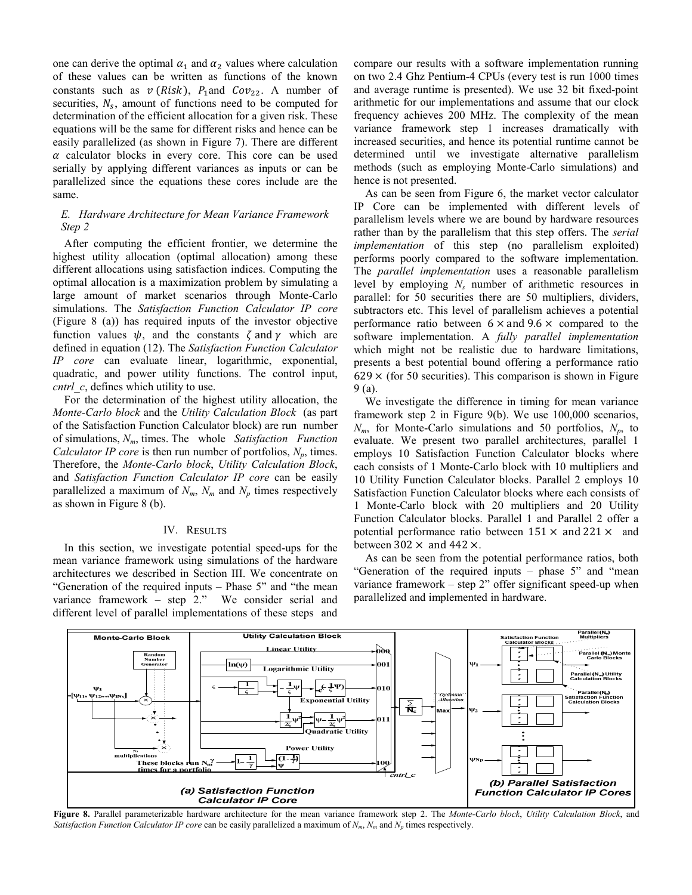one can derive the optimal $\alpha_1$ and $\alpha_2$ values where calculation of these values can be written as functions of the known constants such as $v(Risk)$, $P_1$ and $Cov_{22}$. A number of securities, $N_s$, amount of functions need to be computed for determination of the efficient allocation for a given risk. These equations will be the same for different risks and hence can be easily parallelized (as shown in Figure 7). There are different $\alpha$ calculator blocks in every core. This core can be used serially by applying different variances as inputs or can be parallelized since the equations these cores include are the same.

### *E. Hardware Architecture for Mean Variance Framework Step 2*

After computing the efficient frontier, we determine the highest utility allocation (optimal allocation) among these different allocations using satisfaction indices. Computing the optimal allocation is a maximization problem by simulating a large amount of market scenarios through Monte-Carlo simulations. The *Satisfaction Function Calculator IP core* (Figure 8 (a)) has required inputs of the investor objective function values $\psi$, and the constants $\zeta$ and $\gamma$ which are defined in equation (12). The *Satisfaction Function Calculator IP core* can evaluate linear, logarithmic, exponential, quadratic, and power utility functions. The control input, *cntrl_c*, defines which utility to use.

For the determination of the highest utility allocation, the *Monte-Carlo block* and the *Utility Calculation Block* (as part of the Satisfaction Function Calculator block) are run number of simulations, $N_m$, times. The whole *Satisfaction Function Calculator IP core* is then run number of portfolios, $N_p$, times. Therefore, the *Monte-Carlo block*, *Utility Calculation Block*, and *Satisfaction Function Calculator IP core* can be easily parallelized a maximum of $N_m$, $N_m$ and $N_p$ times respectively as shown in Figure 8 (b).

## IV. RESULTS

In this section, we investigate potential speed-ups for the mean variance framework using simulations of the hardware architectures we described in Section III. We concentrate on "Generation of the required inputs – Phase 5" and "the mean variance framework – step 2." We consider serial and different level of parallel implementations of these steps and compare our results with a software implementation running on two 2.4 Ghz Pentium-4 CPUs (every test is run 1000 times and average runtime is presented). We use 32 bit fixed-point arithmetic for our implementations and assume that our clock frequency achieves 200 MHz. The complexity of the mean variance framework step 1 increases dramatically with increased securities, and hence its potential runtime cannot be determined until we investigate alternative parallelism methods (such as employing Monte-Carlo simulations) and hence is not presented.

As can be seen from Figure 6, the market vector calculator IP Core can be implemented with different levels of parallelism levels where we are bound by hardware resources rather than by the parallelism that this step offers. The *serial implementation* of this step (no parallelism exploited) performs poorly compared to the software implementation. The *parallel implementation* uses a reasonable parallelism level by employing $N_s$ number of arithmetic resources in parallel: for 50 securities there are 50 multipliers, dividers, subtractors etc. This level of parallelism achieves a potential performance ratio between $6\times$ and $9.6\times$ compared to the software implementation. A *fully parallel implementation* which might not be realistic due to hardware limitations, presents a best potential bound offering a performance ratio $629\times$ (for 50 securities). This comparison is shown in Figure 9 (a).

We investigate the difference in timing for mean variance framework step 2 in Figure 9(b). We use 100,000 scenarios, $N_m$, for Monte-Carlo simulations and 50 portfolios, $N_p$, to evaluate. We present two parallel architectures, parallel 1 employs 10 Satisfaction Function Calculator blocks where each consists of 1 Monte-Carlo block with 10 multipliers and 10 Utility Function Calculator blocks. Parallel 2 employs 10 Satisfaction Function Calculator blocks where each consists of 1 Monte-Carlo block with 20 multipliers and 20 Utility Function Calculator blocks. Parallel 1 and Parallel 2 offer a potential performance ratio between $151\times$ and $221\times$ and between $302\times$ and $442\times$.

As can be seen from the potential performance ratios, both "Generation of the required inputs – phase 5" and "mean variance framework – step 2" offer significant speed-up when parallelized and implemented in hardware.

**Figure 8.** Parallel parameterizable hardware architecture for the mean variance framework step 2. The *Monte-Carlo block*, *Utility Calculation Block*, and *Satisfaction Function Calculator IP core* can be easily parallelized a maximum of $N_m$, $N_m$ and $N_p$ times respectively.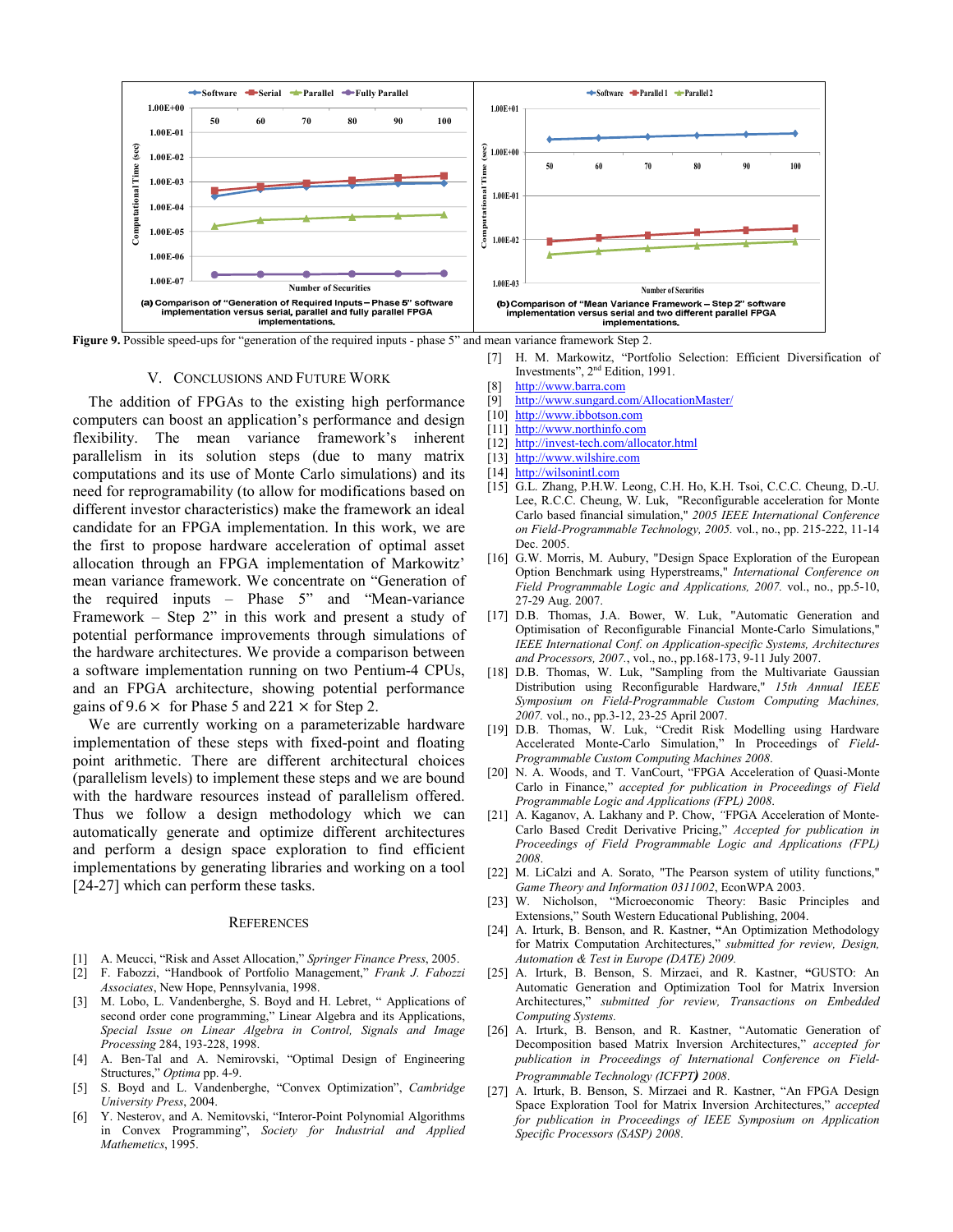Software Serial Parallel Fully Parallel

1.00E+00

1.00E-01

1.00E-02

1.00E-03

1.00E-04

1.00E-05

1.00E-06

1.00E-07

50 60 70 80 90 100

Computational Time (sec)

Number of Securities

(a) Comparison of "Generation of Required Inputs – Phase 5" software implementation versus serial, parallel and fully parallel FPGA implementations.

Software Parallel 1 Parallel 2

1.00E+01

1.00E+00

1.00E-01

1.00E-02

1.00E-03

50 60 70 80 90 100

Computational Time (sec)

Number of Securities

(b) Comparison of "Mean Variance Framework – Step 2" software implementation versus serial and two different parallel FPGA implementations.

**Figure 9.** Possible speed-ups for "generation of the required inputs - phase 5" and mean variance framework Step 2.

## V. Conclusions and Future Work

The addition of FPGAs to the existing high performance computers can boost an application's performance and design flexibility. The mean variance framework's inherent parallelism in its solution steps (due to many matrix computations and its use of Monte Carlo simulations) and its need for reprogramability (to allow for modifications based on different investor characteristics) make the framework an ideal candidate for an FPGA implementation. In this work, we are the first to propose hardware acceleration of optimal asset allocation through an FPGA implementation of Markowitz' mean variance framework. We concentrate on "Generation of the required inputs – Phase 5" and "Mean-variance Framework – Step 2" in this work and present a study of potential performance improvements through simulations of the hardware architectures. We provide a comparison between a software implementation running on two Pentium-4 CPUs, and an FPGA architecture, showing potential performance gains of 9.6 × for Phase 5 and 221 × for Step 2.

We are currently working on a parameterizable hardware implementation of these steps with fixed-point and floating point arithmetic. There are different architectural choices (parallelism levels) to implement these steps and we are bound with the hardware resources instead of parallelism offered. Thus we follow a design methodology which we can automatically generate and optimize different architectures and perform a design space exploration to find efficient implementations by generating libraries and working on a tool [24-27] which can perform these tasks.

## References

[1] A. Meucci, "Risk and Asset Allocation," *Springer Finance Press*, 2005.

[2] F. Fabozzi, "Handbook of Portfolio Management," *Frank J. Fabozzi Associates*, New Hope, Pennsylvania, 1998.

[3] M. Lobo, L. Vandenberghe, S. Boyd and H. Lebret, " Applications of second order cone programming," Linear Algebra and its Applications, *Special Issue on Linear Algebra in Control, Signals and Image Processing* 284, 193-228, 1998.

[4] A. Ben-Tal and A. Nemirovski, "Optimal Design of Engineering Structures," *Optima* pp. 4-9.

[5] S. Boyd and L. Vandenberghe, "Convex Optimization", *Cambridge University Press*, 2004.

[6] Y. Nesterov, and A. Nemitovski, "Interor-Point Polynomial Algorithms in Convex Programming", *Society for Industrial and Applied Mathemetics*, 1995.

[7] H. M. Markowitz, "Portfolio Selection: Efficient Diversification of Investments", 2nd Edition, 1991.

[8] http://www.barra.com

[9] http://www.sungard.com/AllocationMaster/

[10] http://www.ibbotson.com

[11] http://www.northinfo.com

[12] http://invest-tech.com/allocator.html

[13] http://www.wilshire.com

[14] http://wilsonintl.com

[15] G.L. Zhang, P.H.W. Leong, C.H. Ho, K.H. Tsoi, C.C.C. Cheung, D.-U. Lee, R.C.C. Cheung, W. Luk, "Reconfigurable acceleration for Monte Carlo based financial simulation," *2005 IEEE International Conference on Field-Programmable Technology, 2005.* vol., no., pp. 215-222, 11-14 Dec. 2005.

[16] G.W. Morris, M. Aubury, "Design Space Exploration of the European Option Benchmark using Hyperstreams," *International Conference on Field Programmable Logic and Applications, 2007.* vol., no., pp.5-10, 27-29 Aug. 2007.

[17] D.B. Thomas, J.A. Bower, W. Luk, "Automatic Generation and Optimisation of Reconfigurable Financial Monte-Carlo Simulations," *IEEE International Conf. on Application-specific Systems, Architectures and Processors, 2007.*, vol., no., pp.168-173, 9-11 July 2007.

[18] D.B. Thomas, W. Luk, "Sampling from the Multivariate Gaussian Distribution using Reconfigurable Hardware," *15th Annual IEEE Symposium on Field-Programmable Custom Computing Machines, 2007.* vol., no., pp.3-12, 23-25 April 2007.

[19] D.B. Thomas, W. Luk, "Credit Risk Modelling using Hardware Accelerated Monte-Carlo Simulation," In Proceedings of *Field-Programmable Custom Computing Machines 2008.*

[20] N. A. Woods, and T. VanCourt, "FPGA Acceleration of Quasi-Monte Carlo in Finance," *accepted for publication in Proceedings of Field Programmable Logic and Applications (FPL) 2008.*

[21] A. Kaganov, A. Lakhany and P. Chow, "FPGA Acceleration of Monte-Carlo Based Credit Derivative Pricing," *Accepted for publication in Proceedings of Field Programmable Logic and Applications (FPL) 2008.*

[22] M. LiCalzi and A. Sorato, "The Pearson system of utility functions," *Game Theory and Information 0311002*, EconWPA 2003.

[23] W. Nicholson, "Microeconomic Theory: Basic Principles and Extensions," South Western Educational Publishing, 2004.

[24] A. Irturk, B. Benson, and R. Kastner, **"**An Optimization Methodology for Matrix Computation Architectures," *submitted for review, Design, Automation & Test in Europe (DATE) 2009.*

[25] A. Irturk, B. Benson, S. Mirzaei, and R. Kastner, **"**GUSTO: An Automatic Generation and Optimization Tool for Matrix Inversion Architectures," *submitted for review, Transactions on Embedded Computing Systems.*

[26] A. Irturk, B. Benson, and R. Kastner, "Automatic Generation of Decomposition based Matrix Inversion Architectures," *accepted for publication in Proceedings of International Conference on Field-Programmable Technology (ICFPT) 2008.*

[27] A. Irturk, B. Benson, S. Mirzaei and R. Kastner, "An FPGA Design Space Exploration Tool for Matrix Inversion Architectures," *accepted for publication in Proceedings of IEEE Symposium on Application Specific Processors (SASP) 2008.*